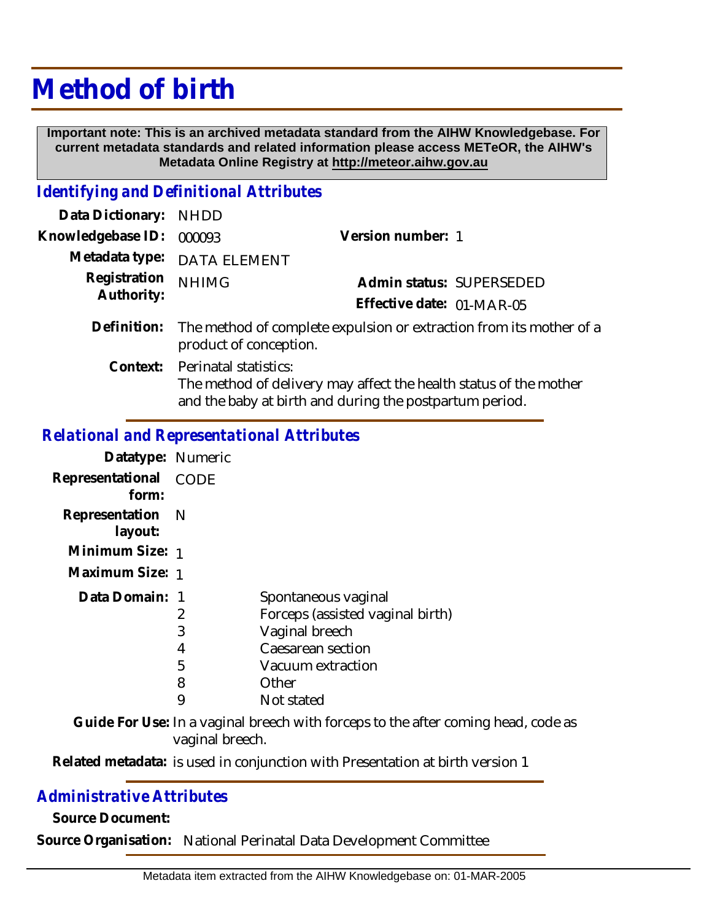# Method of birth

**Important note: This is an archived metadata standard from the AIHW Knowledgebase. For current metadata standards and related information please access METeOR, the AIHW's Metadata Online Registry at http://meteor.aihw.gov.au**

## *Identifying and Definitional Attributes*

**Data Dictionary:** NHDD

**Knowledgebase ID:** 000093

**Version number:** 1

**Metadata type:** DATA ELEMENT

**Registration Authority:** NHIMG

**Admin status:** SUPERSEDED

**Effective date:** 01-MAR-05

**Definition:** The method of complete expulsion or extraction from its mother of a product of conception.

**Context:** Perinatal statistics:
The method of delivery may affect the health status of the mother and the baby at birth and during the postpartum period.

## *Relational and Representational Attributes*

**Datatype:** Numeric

**Representational form:** CODE

**Representation layout:** N

**Minimum Size:** 1

**Maximum Size:** 1

**Data Domain:**

| Code | Description |
|---|---|
| 1 | Spontaneous vaginal |
| 2 | Forceps (assisted vaginal birth) |
| 3 | Vaginal breech |
| 4 | Caesarean section |
| 5 | Vacuum extraction |
| 8 | Other |
| 9 | Not stated |

**Guide For Use:** In a vaginal breech with forceps to the after coming head, code as vaginal breech.

**Related metadata:** is used in conjunction with Presentation at birth version 1

## *Administrative Attributes*

**Source Document:**

**Source Organisation:** National Perinatal Data Development Committee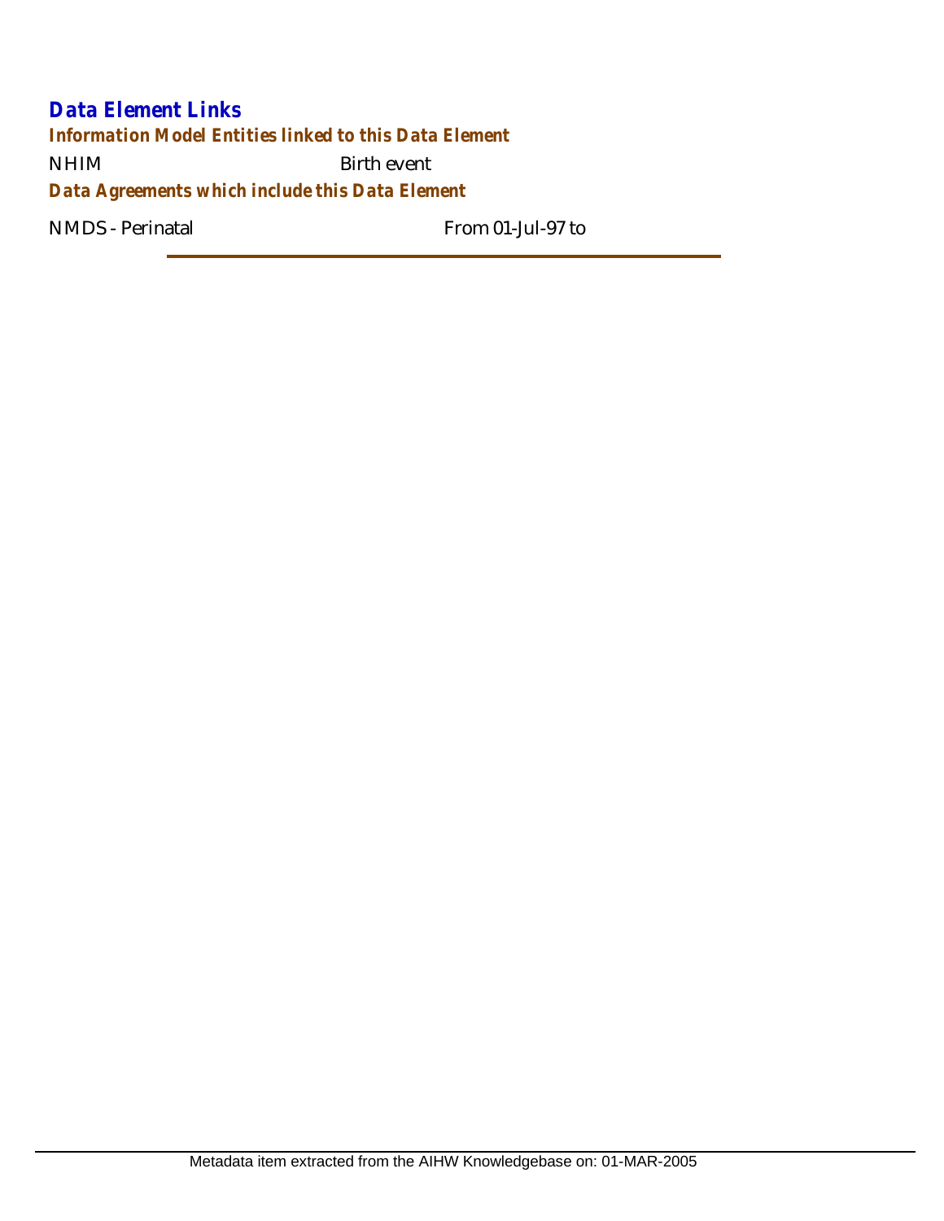## Data Element Links

### Information Model Entities linked to this Data Element

| | |
|---|---|
| NHIM | Birth event |

### Data Agreements which include this Data Element

| | |
|---|---|
| NMDS - Perinatal | From 01-Jul-97 to |

Metadata item extracted from the AIHW Knowledgebase on: 01-MAR-2005